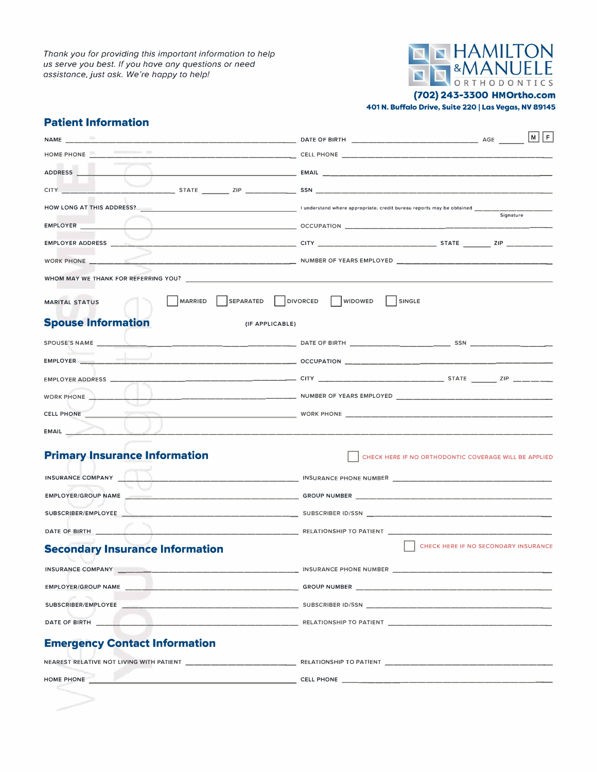*Thank you for providing this important information to help us serve you best. If you have any questions or need assistance, just ask. We're happy to help!*

**HAMILTON & MANUELE ORTHODONTICS**

**(702) 243-3300 HMOrtho.com**

**401 N. Buffalo Drive, Suite 220 | Las Vegas, NV 89145**

## Patient Information

NAME ______________________ DATE OF BIRTH ______________ AGE ______ ☐ M ☐ F

HOME PHONE ______________________ CELL PHONE ______________________

ADDRESS ______________________ EMAIL ______________________

CITY ______________ STATE ______ ZIP ______ SSN ______________________

HOW LONG AT THIS ADDRESS? ______________ I understand where appropriate, credit bureau reports may be obtained ______________
Signature

EMPLOYER ______________________ OCCUPATION ______________________

EMPLOYER ADDRESS ______________________ CITY ______________ STATE ______ ZIP ______

WORK PHONE ______________________ NUMBER OF YEARS EMPLOYED ______________________

WHOM MAY WE THANK FOR REFERRING YOU? ______________________

MARITAL STATUS ☐ MARRIED ☐ SEPARATED ☐ DIVORCED ☐ WIDOWED ☐ SINGLE

## Spouse Information (IF APPLICABLE)

SPOUSE'S NAME ______________________ DATE OF BIRTH ______________ SSN ______________

EMPLOYER ______________________ OCCUPATION ______________________

EMPLOYER ADDRESS ______________________ CITY ______________ STATE ______ ZIP ______

WORK PHONE ______________________ NUMBER OF YEARS EMPLOYED ______________________

CELL PHONE ______________________ WORK PHONE ______________________

EMAIL ______________________

## Primary Insurance Information

☐ CHECK HERE IF NO ORTHODONTIC COVERAGE WILL BE APPLIED

INSURANCE COMPANY ______________________ INSURANCE PHONE NUMBER ______________________

EMPLOYER/GROUP NAME ______________________ GROUP NUMBER ______________________

SUBSCRIBER/EMPLOYEE ______________________ SUBSCRIBER ID/SSN ______________________

DATE OF BIRTH ______________________ RELATIONSHIP TO PATIENT ______________________

## Secondary Insurance Information

☐ CHECK HERE IF NO SECONDARY INSURANCE

INSURANCE COMPANY ______________________ INSURANCE PHONE NUMBER ______________________

EMPLOYER/GROUP NAME ______________________ GROUP NUMBER ______________________

SUBSCRIBER/EMPLOYEE ______________________ SUBSCRIBER ID/SSN ______________________

DATE OF BIRTH ______________________ RELATIONSHIP TO PATIENT ______________________

## Emergency Contact Information

NEAREST RELATIVE NOT LIVING WITH PATIENT ______________________ RELATIONSHIP TO PATIENT ______________________

HOME PHONE ______________________ CELL PHONE ______________________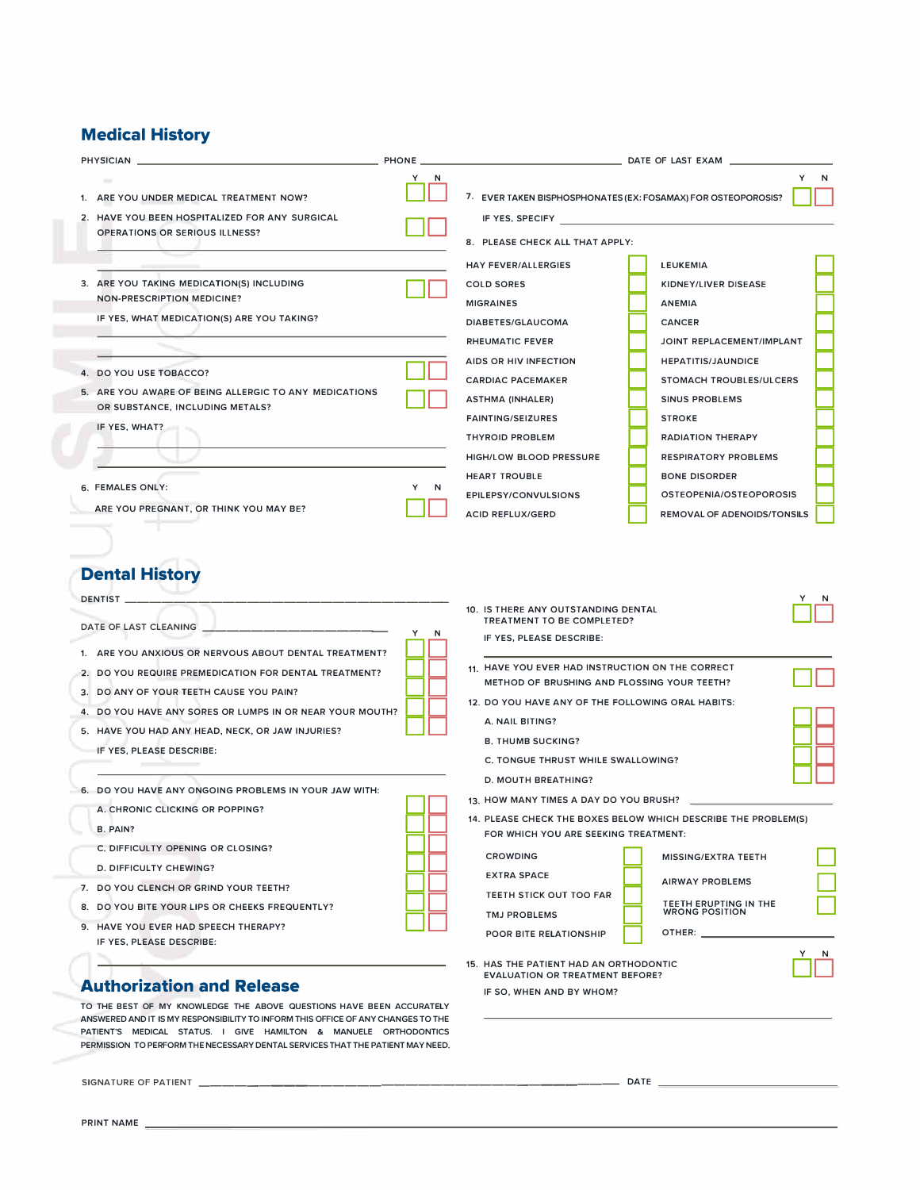## Medical History

PHYSICIAN ______________________ PHONE ______________________ DATE OF LAST EXAM ______________

| | Y | N |
|---|---|---|
| 1. ARE YOU UNDER MEDICAL TREATMENT NOW? | ☐ | ☐ |
| 2. HAVE YOU BEEN HOSPITALIZED FOR ANY SURGICAL OPERATIONS OR SERIOUS ILLNESS? | ☐ | ☐ |
| 3. ARE YOU TAKING MEDICATION(S) INCLUDING NON-PRESCRIPTION MEDICINE? | ☐ | ☐ |

IF YES, WHAT MEDICATION(S) ARE YOU TAKING? ______________________

| | Y | N |
|---|---|---|
| 4. DO YOU USE TOBACCO? | ☐ | ☐ |
| 5. ARE YOU AWARE OF BEING ALLERGIC TO ANY MEDICATIONS OR SUBSTANCE, INCLUDING METALS? | ☐ | ☐ |

IF YES, WHAT? ______________________

6. FEMALES ONLY:

| | Y | N |
|---|---|---|
| ARE YOU PREGNANT, OR THINK YOU MAY BE? | ☐ | ☐ |
| 7. EVER TAKEN BISPHOSPHONATES (EX: FOSAMAX) FOR OSTEOPOROSIS? | ☐ | ☐ |

IF YES, SPECIFY ______________________

8. PLEASE CHECK ALL THAT APPLY:

| | | | |
|---|---|---|---|
| HAY FEVER/ALLERGIES | ☐ | LEUKEMIA | ☐ |
| COLD SORES | ☐ | KIDNEY/LIVER DISEASE | ☐ |
| MIGRAINES | ☐ | ANEMIA | ☐ |
| DIABETES/GLAUCOMA | ☐ | CANCER | ☐ |
| RHEUMATIC FEVER | ☐ | JOINT REPLACEMENT/IMPLANT | ☐ |
| AIDS OR HIV INFECTION | ☐ | HEPATITIS/JAUNDICE | ☐ |
| CARDIAC PACEMAKER | ☐ | STOMACH TROUBLES/ULCERS | ☐ |
| ASTHMA (INHALER) | ☐ | SINUS PROBLEMS | ☐ |
| FAINTING/SEIZURES | ☐ | STROKE | ☐ |
| THYROID PROBLEM | ☐ | RADIATION THERAPY | ☐ |
| HIGH/LOW BLOOD PRESSURE | ☐ | RESPIRATORY PROBLEMS | ☐ |
| HEART TROUBLE | ☐ | BONE DISORDER | ☐ |
| EPILEPSY/CONVULSIONS | ☐ | OSTEOPENIA/OSTEOPOROSIS | ☐ |
| ACID REFLUX/GERD | ☐ | REMOVAL OF ADENOIDS/TONSILS | ☐ |

## Dental History

DENTIST ______________________

DATE OF LAST CLEANING ______________________

| | Y | N |
|---|---|---|
| 1. ARE YOU ANXIOUS OR NERVOUS ABOUT DENTAL TREATMENT? | ☐ | ☐ |
| 2. DO YOU REQUIRE PREMEDICATION FOR DENTAL TREATMENT? | ☐ | ☐ |
| 3. DO ANY OF YOUR TEETH CAUSE YOU PAIN? | ☐ | ☐ |
| 4. DO YOU HAVE ANY SORES OR LUMPS IN OR NEAR YOUR MOUTH? | ☐ | ☐ |
| 5. HAVE YOU HAD ANY HEAD, NECK, OR JAW INJURIES? | ☐ | ☐ |

IF YES, PLEASE DESCRIBE: ______________________

6. DO YOU HAVE ANY ONGOING PROBLEMS IN YOUR JAW WITH:

| | Y | N |
|---|---|---|
| A. CHRONIC CLICKING OR POPPING? | ☐ | ☐ |
| B. PAIN? | ☐ | ☐ |
| C. DIFFICULTY OPENING OR CLOSING? | ☐ | ☐ |
| D. DIFFICULTY CHEWING? | ☐ | ☐ |
| 7. DO YOU CLENCH OR GRIND YOUR TEETH? | ☐ | ☐ |
| 8. DO YOU BITE YOUR LIPS OR CHEEKS FREQUENTLY? | ☐ | ☐ |
| 9. HAVE YOU EVER HAD SPEECH THERAPY? | ☐ | ☐ |

IF YES, PLEASE DESCRIBE: ______________________

| | Y | N |
|---|---|---|
| 10. IS THERE ANY OUTSTANDING DENTAL TREATMENT TO BE COMPLETED? | ☐ | ☐ |

IF YES, PLEASE DESCRIBE: ______________________

| | Y | N |
|---|---|---|
| 11. HAVE YOU EVER HAD INSTRUCTION ON THE CORRECT METHOD OF BRUSHING AND FLOSSING YOUR TEETH? | ☐ | ☐ |

12. DO YOU HAVE ANY OF THE FOLLOWING ORAL HABITS:

| | Y | N |
|---|---|---|
| A. NAIL BITING? | ☐ | ☐ |
| B. THUMB SUCKING? | ☐ | ☐ |
| C. TONGUE THRUST WHILE SWALLOWING? | ☐ | ☐ |
| D. MOUTH BREATHING? | ☐ | ☐ |

13. HOW MANY TIMES A DAY DO YOU BRUSH? ______________

14. PLEASE CHECK THE BOXES BELOW WHICH DESCRIBE THE PROBLEM(S) FOR WHICH YOU ARE SEEKING TREATMENT:

| | | | |
|---|---|---|---|
| CROWDING | ☐ | MISSING/EXTRA TEETH | ☐ |
| EXTRA SPACE | ☐ | AIRWAY PROBLEMS | ☐ |
| TEETH STICK OUT TOO FAR | ☐ | TEETH ERUPTING IN THE WRONG POSITION | ☐ |
| TMJ PROBLEMS | ☐ | | |
| POOR BITE RELATIONSHIP | ☐ | OTHER: ______________ | |

| | Y | N |
|---|---|---|
| 15. HAS THE PATIENT HAD AN ORTHODONTIC EVALUATION OR TREATMENT BEFORE? | ☐ | ☐ |

IF SO, WHEN AND BY WHOM? ______________________

## Authorization and Release

TO THE BEST OF MY KNOWLEDGE THE ABOVE QUESTIONS HAVE BEEN ACCURATELY ANSWERED AND IT IS MY RESPONSIBILITY TO INFORM THIS OFFICE OF ANY CHANGES TO THE PATIENT'S MEDICAL STATUS. I GIVE HAMILTON & MANUELE ORTHODONTICS PERMISSION TO PERFORM THE NECESSARY DENTAL SERVICES THAT THE PATIENT MAY NEED.

SIGNATURE OF PATIENT ______________________ DATE ______________

PRINT NAME ______________________